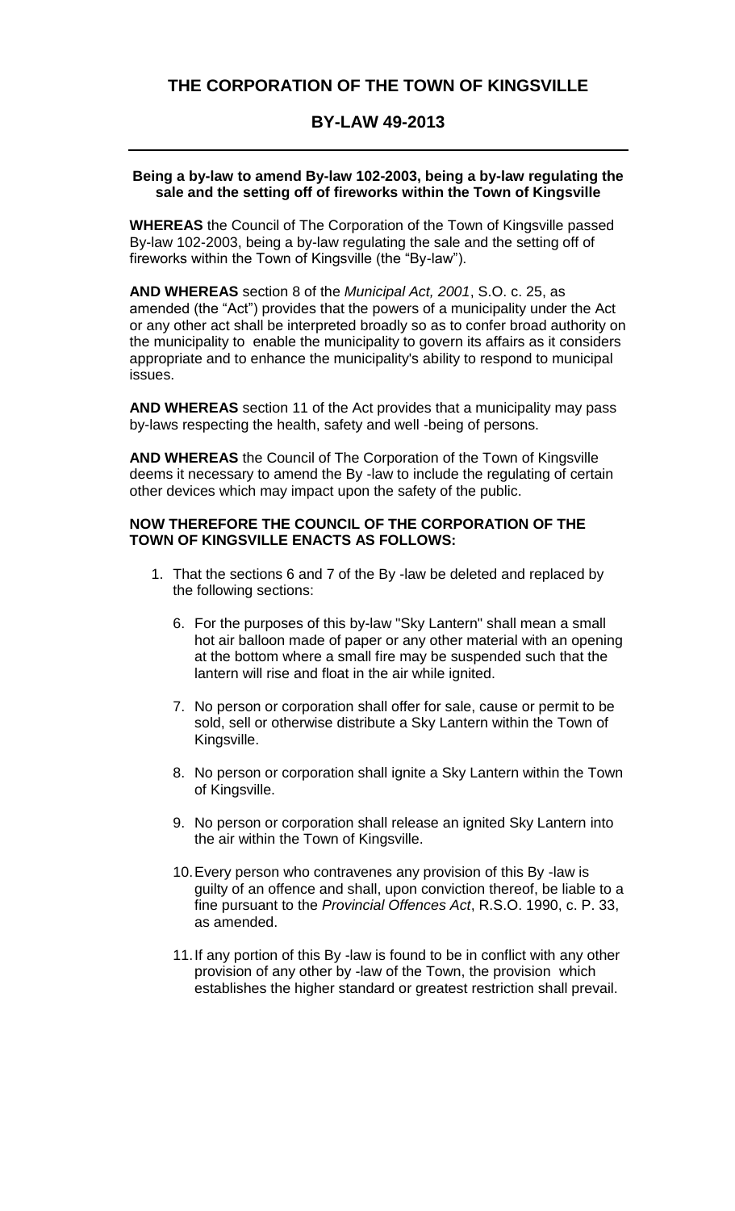# THE CORPORATION OF THE TOWN OF KINGSVILLE

## BY-LAW 49-2013

**Being a by-law to amend By-law 102-2003, being a by-law regulating the sale and the setting off of fireworks within the Town of Kingsville**

**WHEREAS** the Council of The Corporation of the Town of Kingsville passed By-law 102-2003, being a by-law regulating the sale and the setting off of fireworks within the Town of Kingsville (the "By-law").

**AND WHEREAS** section 8 of the *Municipal Act, 2001*, S.O. c. 25, as amended (the "Act") provides that the powers of a municipality under the Act or any other act shall be interpreted broadly so as to confer broad authority on the municipality to enable the municipality to govern its affairs as it considers appropriate and to enhance the municipality's ability to respond to municipal issues.

**AND WHEREAS** section 11 of the Act provides that a municipality may pass by-laws respecting the health, safety and well -being of persons.

**AND WHEREAS** the Council of The Corporation of the Town of Kingsville deems it necessary to amend the By -law to include the regulating of certain other devices which may impact upon the safety of the public.

**NOW THEREFORE THE COUNCIL OF THE CORPORATION OF THE TOWN OF KINGSVILLE ENACTS AS FOLLOWS:**

1. That the sections 6 and 7 of the By -law be deleted and replaced by the following sections:

   6. For the purposes of this by-law "Sky Lantern" shall mean a small hot air balloon made of paper or any other material with an opening at the bottom where a small fire may be suspended such that the lantern will rise and float in the air while ignited.

   7. No person or corporation shall offer for sale, cause or permit to be sold, sell or otherwise distribute a Sky Lantern within the Town of Kingsville.

   8. No person or corporation shall ignite a Sky Lantern within the Town of Kingsville.

   9. No person or corporation shall release an ignited Sky Lantern into the air within the Town of Kingsville.

   10. Every person who contravenes any provision of this By -law is guilty of an offence and shall, upon conviction thereof, be liable to a fine pursuant to the *Provincial Offences Act*, R.S.O. 1990, c. P. 33, as amended.

   11. If any portion of this By -law is found to be in conflict with any other provision of any other by -law of the Town, the provision which establishes the higher standard or greatest restriction shall prevail.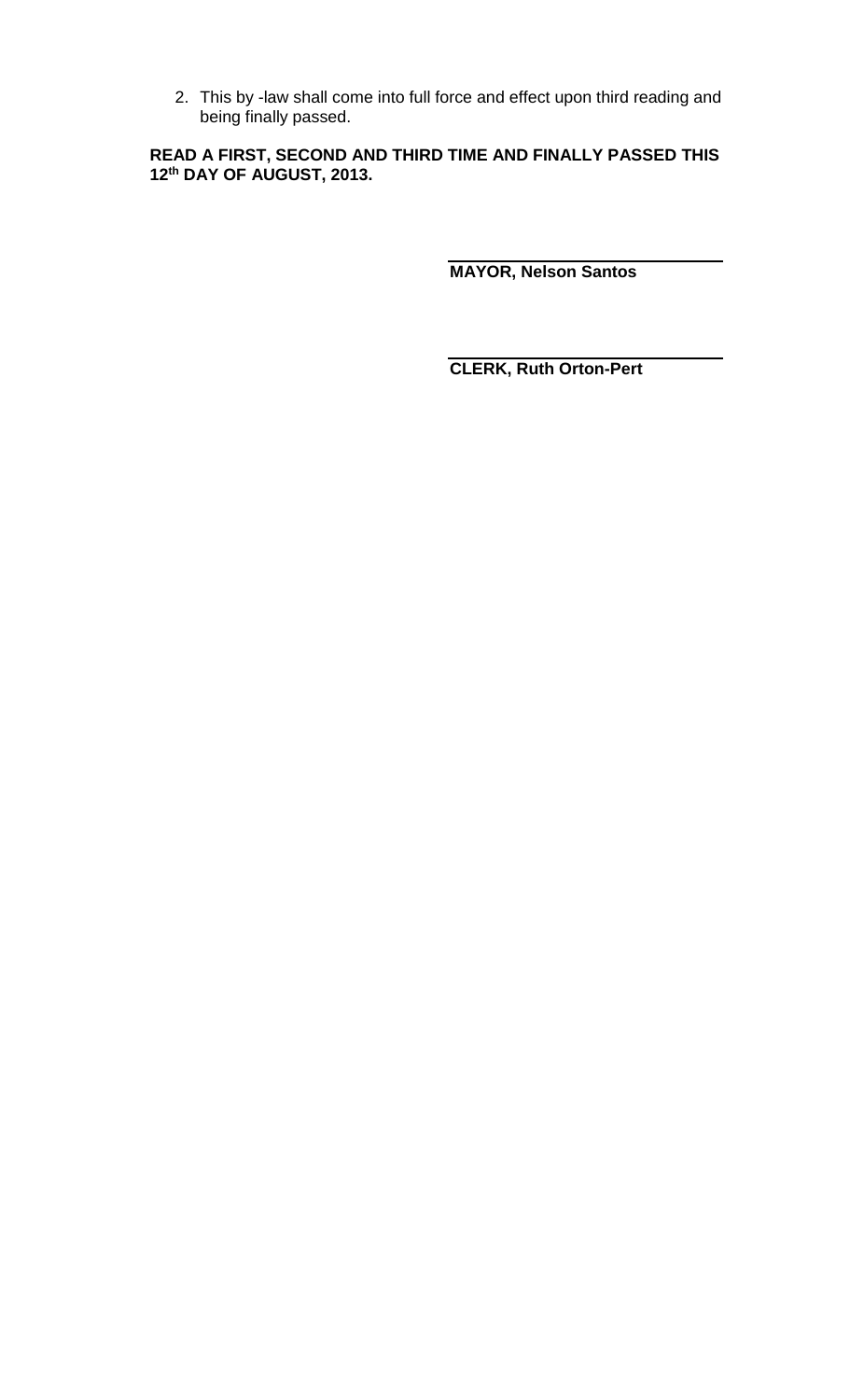2. This by -law shall come into full force and effect upon third reading and being finally passed.

**READ A FIRST, SECOND AND THIRD TIME AND FINALLY PASSED THIS 12th DAY OF AUGUST, 2013.**

**MAYOR, Nelson Santos**

**CLERK, Ruth Orton-Pert**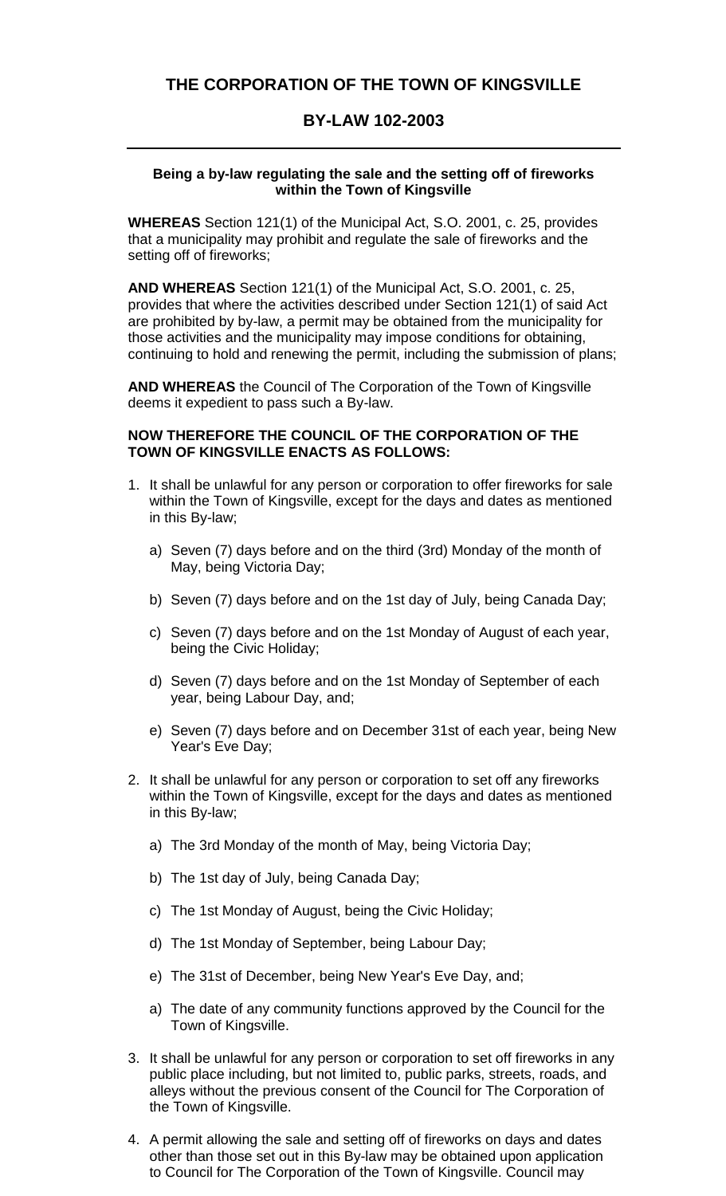## THE CORPORATION OF THE TOWN OF KINGSVILLE

## BY-LAW 102-2003

---

**Being a by-law regulating the sale and the setting off of fireworks within the Town of Kingsville**

**WHEREAS** Section 121(1) of the Municipal Act, S.O. 2001, c. 25, provides that a municipality may prohibit and regulate the sale of fireworks and the setting off of fireworks;

**AND WHEREAS** Section 121(1) of the Municipal Act, S.O. 2001, c. 25, provides that where the activities described under Section 121(1) of said Act are prohibited by by-law, a permit may be obtained from the municipality for those activities and the municipality may impose conditions for obtaining, continuing to hold and renewing the permit, including the submission of plans;

**AND WHEREAS** the Council of The Corporation of the Town of Kingsville deems it expedient to pass such a By-law.

**NOW THEREFORE THE COUNCIL OF THE CORPORATION OF THE TOWN OF KINGSVILLE ENACTS AS FOLLOWS:**

1. It shall be unlawful for any person or corporation to offer fireworks for sale within the Town of Kingsville, except for the days and dates as mentioned in this By-law;

   a) Seven (7) days before and on the third (3rd) Monday of the month of May, being Victoria Day;

   b) Seven (7) days before and on the 1st day of July, being Canada Day;

   c) Seven (7) days before and on the 1st Monday of August of each year, being the Civic Holiday;

   d) Seven (7) days before and on the 1st Monday of September of each year, being Labour Day, and;

   e) Seven (7) days before and on December 31st of each year, being New Year's Eve Day;

2. It shall be unlawful for any person or corporation to set off any fireworks within the Town of Kingsville, except for the days and dates as mentioned in this By-law;

   a) The 3rd Monday of the month of May, being Victoria Day;

   b) The 1st day of July, being Canada Day;

   c) The 1st Monday of August, being the Civic Holiday;

   d) The 1st Monday of September, being Labour Day;

   e) The 31st of December, being New Year's Eve Day, and;

   a) The date of any community functions approved by the Council for the Town of Kingsville.

3. It shall be unlawful for any person or corporation to set off fireworks in any public place including, but not limited to, public parks, streets, roads, and alleys without the previous consent of the Council for The Corporation of the Town of Kingsville.

4. A permit allowing the sale and setting off of fireworks on days and dates other than those set out in this By-law may be obtained upon application to Council for The Corporation of the Town of Kingsville. Council may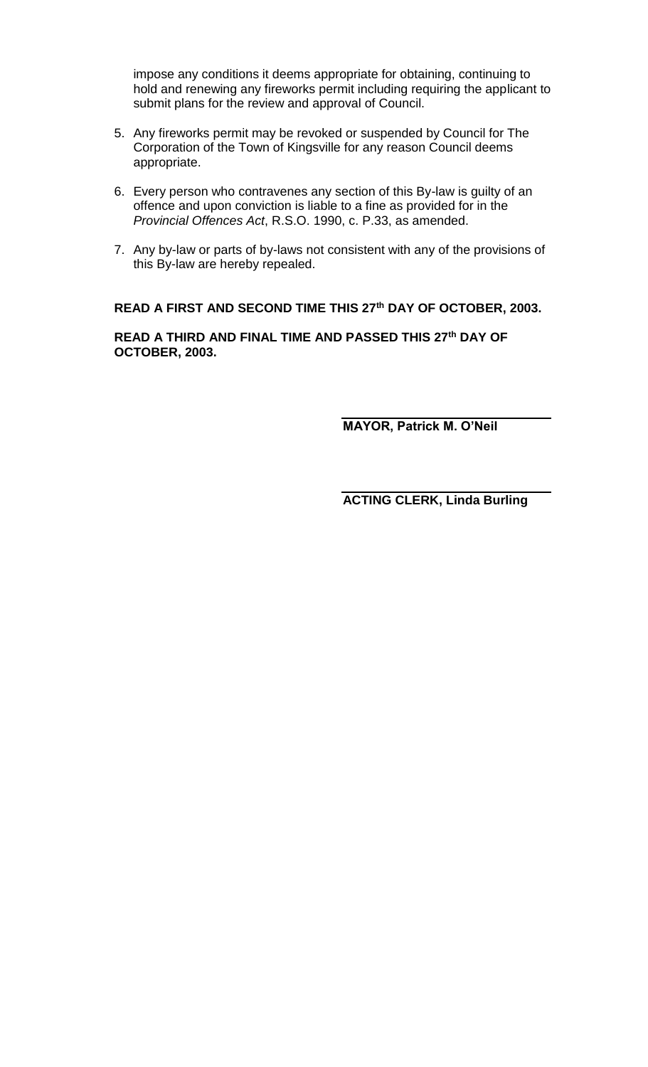impose any conditions it deems appropriate for obtaining, continuing to hold and renewing any fireworks permit including requiring the applicant to submit plans for the review and approval of Council.

5. Any fireworks permit may be revoked or suspended by Council for The Corporation of the Town of Kingsville for any reason Council deems appropriate.

6. Every person who contravenes any section of this By-law is guilty of an offence and upon conviction is liable to a fine as provided for in the *Provincial Offences Act*, R.S.O. 1990, c. P.33, as amended.

7. Any by-law or parts of by-laws not consistent with any of the provisions of this By-law are hereby repealed.

**READ A FIRST AND SECOND TIME THIS 27th DAY OF OCTOBER, 2003.**

**READ A THIRD AND FINAL TIME AND PASSED THIS 27th DAY OF OCTOBER, 2003.**

**MAYOR, Patrick M. O'Neil**

**ACTING CLERK, Linda Burling**